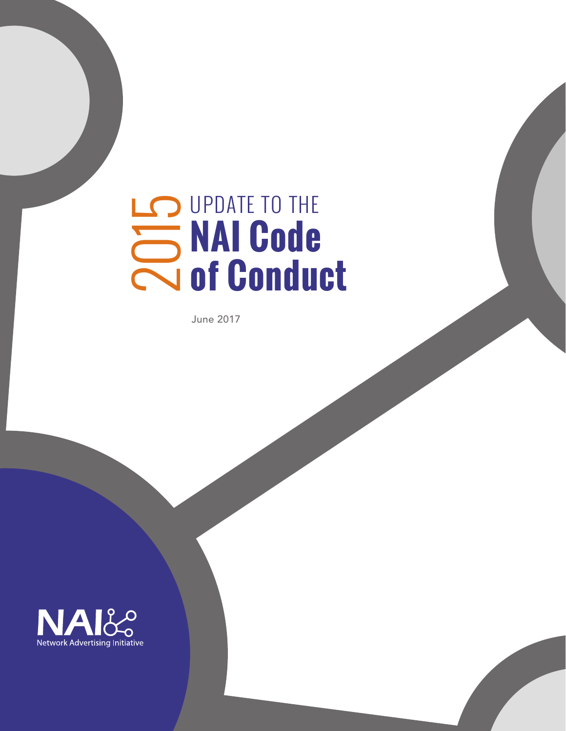# 2015 UPDATE TO THE NAI Code of Conduct

June 2017

NAI

Network Advertising Initiative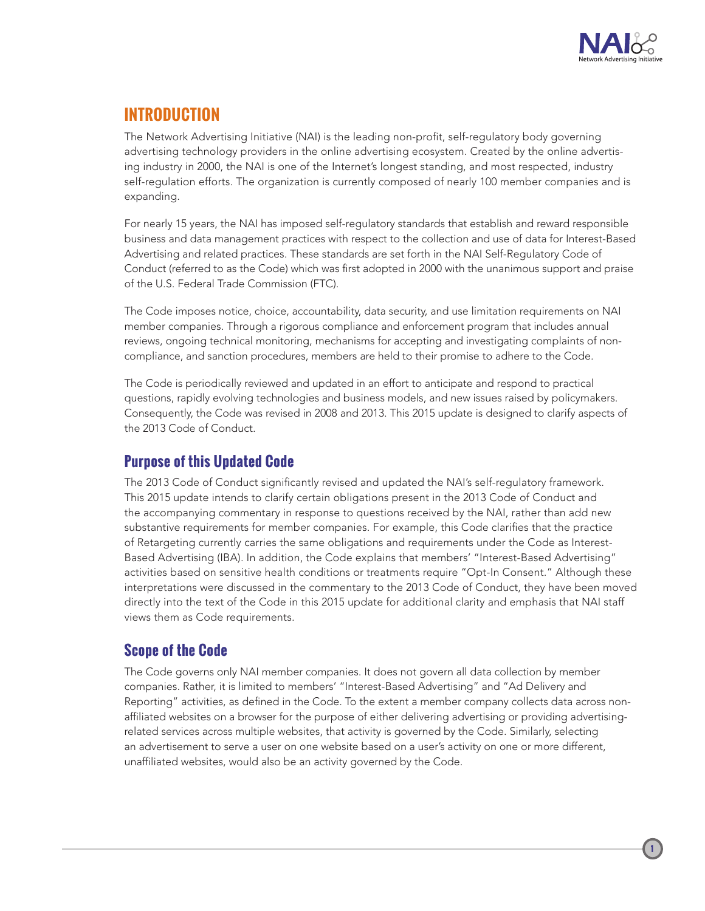## INTRODUCTION

The Network Advertising Initiative (NAI) is the leading non-profit, self-regulatory body governing advertising technology providers in the online advertising ecosystem. Created by the online advertising industry in 2000, the NAI is one of the Internet's longest standing, and most respected, industry self-regulation efforts. The organization is currently composed of nearly 100 member companies and is expanding.

For nearly 15 years, the NAI has imposed self-regulatory standards that establish and reward responsible business and data management practices with respect to the collection and use of data for Interest-Based Advertising and related practices. These standards are set forth in the NAI Self-Regulatory Code of Conduct (referred to as the Code) which was first adopted in 2000 with the unanimous support and praise of the U.S. Federal Trade Commission (FTC).

The Code imposes notice, choice, accountability, data security, and use limitation requirements on NAI member companies. Through a rigorous compliance and enforcement program that includes annual reviews, ongoing technical monitoring, mechanisms for accepting and investigating complaints of non-compliance, and sanction procedures, members are held to their promise to adhere to the Code.

The Code is periodically reviewed and updated in an effort to anticipate and respond to practical questions, rapidly evolving technologies and business models, and new issues raised by policymakers. Consequently, the Code was revised in 2008 and 2013. This 2015 update is designed to clarify aspects of the 2013 Code of Conduct.

### Purpose of this Updated Code

The 2013 Code of Conduct significantly revised and updated the NAI's self-regulatory framework. This 2015 update intends to clarify certain obligations present in the 2013 Code of Conduct and the accompanying commentary in response to questions received by the NAI, rather than add new substantive requirements for member companies. For example, this Code clarifies that the practice of Retargeting currently carries the same obligations and requirements under the Code as Interest-Based Advertising (IBA). In addition, the Code explains that members' "Interest-Based Advertising" activities based on sensitive health conditions or treatments require "Opt-In Consent." Although these interpretations were discussed in the commentary to the 2013 Code of Conduct, they have been moved directly into the text of the Code in this 2015 update for additional clarity and emphasis that NAI staff views them as Code requirements.

### Scope of the Code

The Code governs only NAI member companies. It does not govern all data collection by member companies. Rather, it is limited to members' "Interest-Based Advertising" and "Ad Delivery and Reporting" activities, as defined in the Code. To the extent a member company collects data across non-affiliated websites on a browser for the purpose of either delivering advertising or providing advertising-related services across multiple websites, that activity is governed by the Code. Similarly, selecting an advertisement to serve a user on one website based on a user's activity on one or more different, unaffiliated websites, would also be an activity governed by the Code.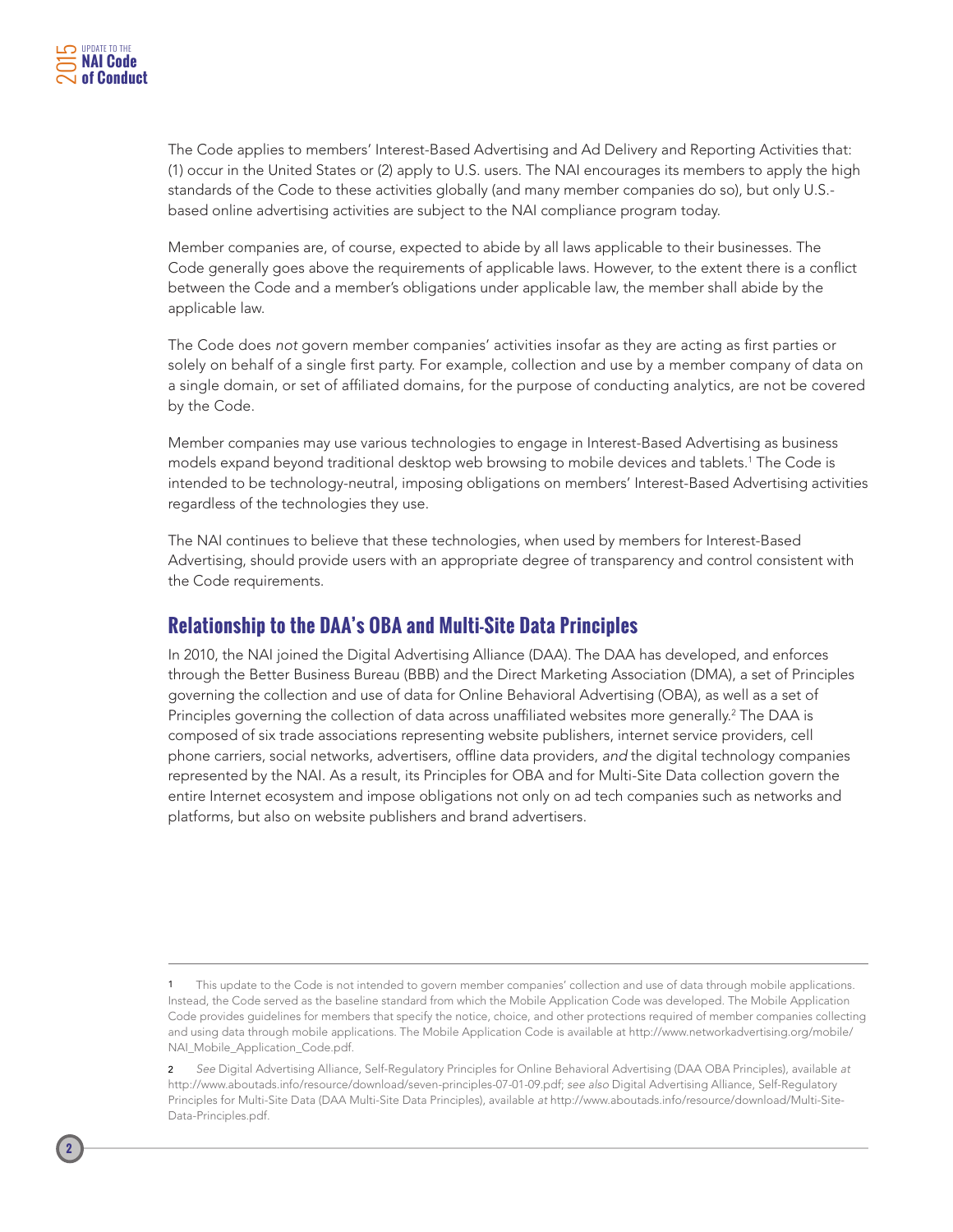The Code applies to members' Interest-Based Advertising and Ad Delivery and Reporting Activities that: (1) occur in the United States or (2) apply to U.S. users. The NAI encourages its members to apply the high standards of the Code to these activities globally (and many member companies do so), but only U.S.-based online advertising activities are subject to the NAI compliance program today.

Member companies are, of course, expected to abide by all laws applicable to their businesses. The Code generally goes above the requirements of applicable laws. However, to the extent there is a conflict between the Code and a member's obligations under applicable law, the member shall abide by the applicable law.

The Code does *not* govern member companies' activities insofar as they are acting as first parties or solely on behalf of a single first party. For example, collection and use by a member company of data on a single domain, or set of affiliated domains, for the purpose of conducting analytics, are not be covered by the Code.

Member companies may use various technologies to engage in Interest-Based Advertising as business models expand beyond traditional desktop web browsing to mobile devices and tablets.[1] The Code is intended to be technology-neutral, imposing obligations on members' Interest-Based Advertising activities regardless of the technologies they use.

The NAI continues to believe that these technologies, when used by members for Interest-Based Advertising, should provide users with an appropriate degree of transparency and control consistent with the Code requirements.

## Relationship to the DAA's OBA and Multi-Site Data Principles

In 2010, the NAI joined the Digital Advertising Alliance (DAA). The DAA has developed, and enforces through the Better Business Bureau (BBB) and the Direct Marketing Association (DMA), a set of Principles governing the collection and use of data for Online Behavioral Advertising (OBA), as well as a set of Principles governing the collection of data across unaffiliated websites more generally.[2] The DAA is composed of six trade associations representing website publishers, internet service providers, cell phone carriers, social networks, advertisers, offline data providers, *and* the digital technology companies represented by the NAI. As a result, its Principles for OBA and for Multi-Site Data collection govern the entire Internet ecosystem and impose obligations not only on ad tech companies such as networks and platforms, but also on website publishers and brand advertisers.

---

1 This update to the Code is not intended to govern member companies' collection and use of data through mobile applications. Instead, the Code served as the baseline standard from which the Mobile Application Code was developed. The Mobile Application Code provides guidelines for members that specify the notice, choice, and other protections required of member companies collecting and using data through mobile applications. The Mobile Application Code is available at http://www.networkadvertising.org/mobile/NAI_Mobile_Application_Code.pdf.

2 *See* Digital Advertising Alliance, Self-Regulatory Principles for Online Behavioral Advertising (DAA OBA Principles), available *at* http://www.aboutads.info/resource/download/seven-principles-07-01-09.pdf; *see also* Digital Advertising Alliance, Self-Regulatory Principles for Multi-Site Data (DAA Multi-Site Data Principles), available *at* http://www.aboutads.info/resource/download/Multi-Site-Data-Principles.pdf.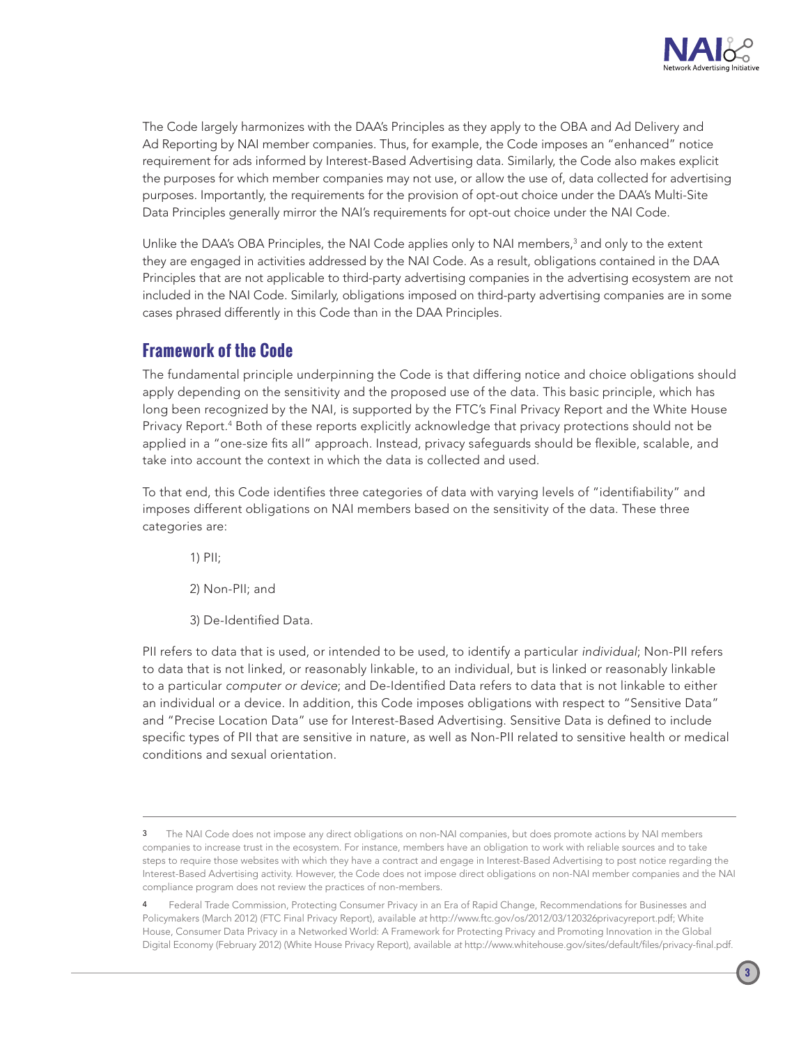The Code largely harmonizes with the DAA's Principles as they apply to the OBA and Ad Delivery and Ad Reporting by NAI member companies. Thus, for example, the Code imposes an "enhanced" notice requirement for ads informed by Interest-Based Advertising data. Similarly, the Code also makes explicit the purposes for which member companies may not use, or allow the use of, data collected for advertising purposes. Importantly, the requirements for the provision of opt-out choice under the DAA's Multi-Site Data Principles generally mirror the NAI's requirements for opt-out choice under the NAI Code.

Unlike the DAA's OBA Principles, the NAI Code applies only to NAI members,[3] and only to the extent they are engaged in activities addressed by the NAI Code. As a result, obligations contained in the DAA Principles that are not applicable to third-party advertising companies in the advertising ecosystem are not included in the NAI Code. Similarly, obligations imposed on third-party advertising companies are in some cases phrased differently in this Code than in the DAA Principles.

## Framework of the Code

The fundamental principle underpinning the Code is that differing notice and choice obligations should apply depending on the sensitivity and the proposed use of the data. This basic principle, which has long been recognized by the NAI, is supported by the FTC's Final Privacy Report and the White House Privacy Report.[4] Both of these reports explicitly acknowledge that privacy protections should not be applied in a "one-size fits all" approach. Instead, privacy safeguards should be flexible, scalable, and take into account the context in which the data is collected and used.

To that end, this Code identifies three categories of data with varying levels of "identifiability" and imposes different obligations on NAI members based on the sensitivity of the data. These three categories are:

1) PII;

2) Non-PII; and

3) De-Identified Data.

PII refers to data that is used, or intended to be used, to identify a particular *individual*; Non-PII refers to data that is not linked, or reasonably linkable, to an individual, but is linked or reasonably linkable to a particular *computer or device*; and De-Identified Data refers to data that is not linkable to either an individual or a device. In addition, this Code imposes obligations with respect to "Sensitive Data" and "Precise Location Data" use for Interest-Based Advertising. Sensitive Data is defined to include specific types of PII that are sensitive in nature, as well as Non-PII related to sensitive health or medical conditions and sexual orientation.

---

[3] The NAI Code does not impose any direct obligations on non-NAI companies, but does promote actions by NAI members companies to increase trust in the ecosystem. For instance, members have an obligation to work with reliable sources and to take steps to require those websites with which they have a contract and engage in Interest-Based Advertising to post notice regarding the Interest-Based Advertising activity. However, the Code does not impose direct obligations on non-NAI member companies and the NAI compliance program does not review the practices of non-members.

[4] Federal Trade Commission, Protecting Consumer Privacy in an Era of Rapid Change, Recommendations for Businesses and Policymakers (March 2012) (FTC Final Privacy Report), available *at* http://www.ftc.gov/os/2012/03/120326privacyreport.pdf; White House, Consumer Data Privacy in a Networked World: A Framework for Protecting Privacy and Promoting Innovation in the Global Digital Economy (February 2012) (White House Privacy Report), available *at* http://www.whitehouse.gov/sites/default/files/privacy-final.pdf.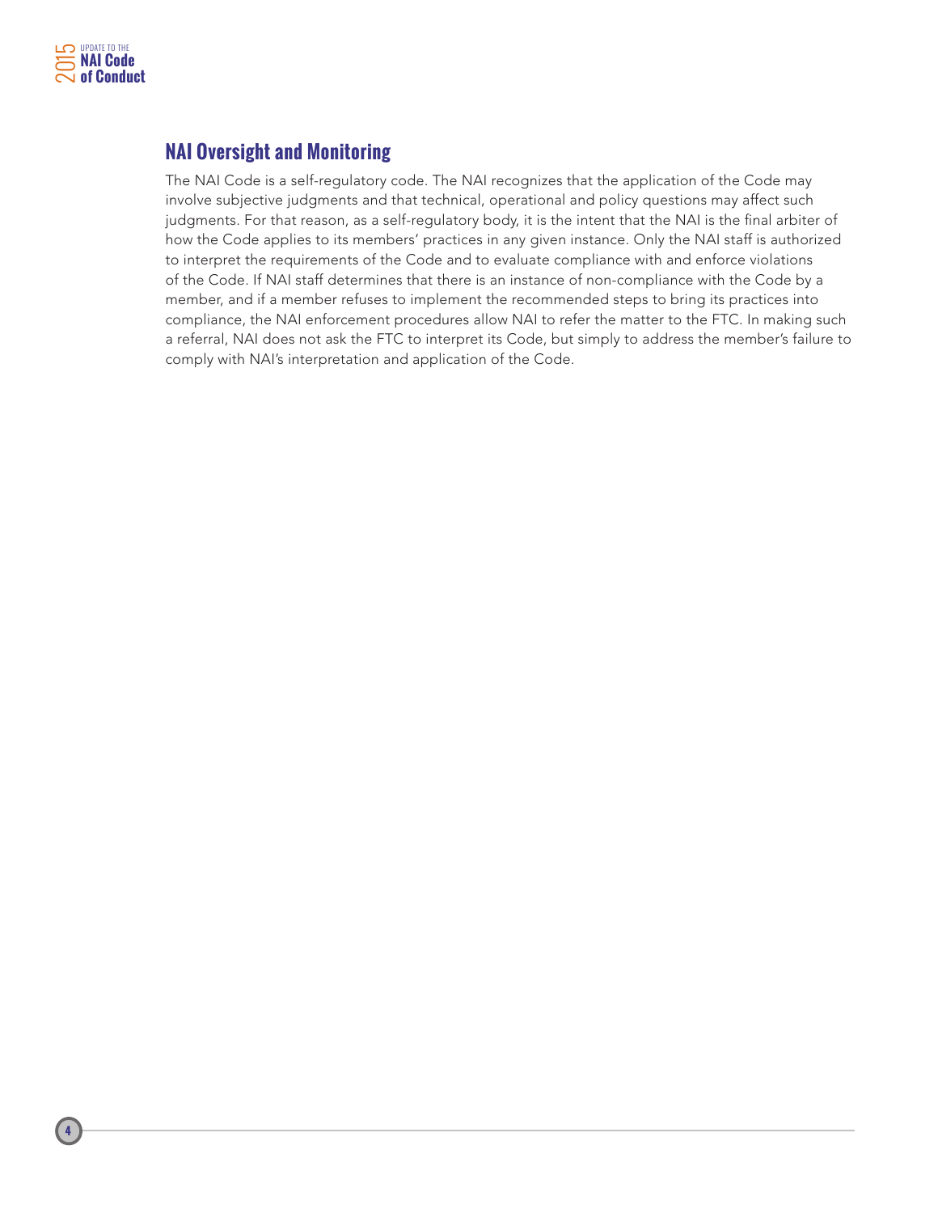## NAI Oversight and Monitoring

The NAI Code is a self-regulatory code. The NAI recognizes that the application of the Code may involve subjective judgments and that technical, operational and policy questions may affect such judgments. For that reason, as a self-regulatory body, it is the intent that the NAI is the final arbiter of how the Code applies to its members' practices in any given instance. Only the NAI staff is authorized to interpret the requirements of the Code and to evaluate compliance with and enforce violations of the Code. If NAI staff determines that there is an instance of non-compliance with the Code by a member, and if a member refuses to implement the recommended steps to bring its practices into compliance, the NAI enforcement procedures allow NAI to refer the matter to the FTC. In making such a referral, NAI does not ask the FTC to interpret its Code, but simply to address the member's failure to comply with NAI's interpretation and application of the Code.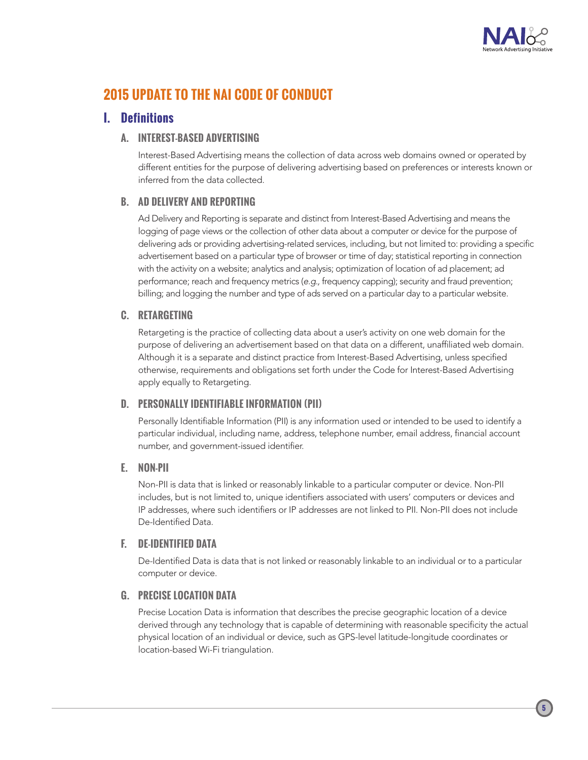# 2015 UPDATE TO THE NAI CODE OF CONDUCT

## I. Definitions

### A. INTEREST-BASED ADVERTISING

Interest-Based Advertising means the collection of data across web domains owned or operated by different entities for the purpose of delivering advertising based on preferences or interests known or inferred from the data collected.

### B. AD DELIVERY AND REPORTING

Ad Delivery and Reporting is separate and distinct from Interest-Based Advertising and means the logging of page views or the collection of other data about a computer or device for the purpose of delivering ads or providing advertising-related services, including, but not limited to: providing a specific advertisement based on a particular type of browser or time of day; statistical reporting in connection with the activity on a website; analytics and analysis; optimization of location of ad placement; ad performance; reach and frequency metrics (*e.g.,* frequency capping); security and fraud prevention; billing; and logging the number and type of ads served on a particular day to a particular website.

### C. RETARGETING

Retargeting is the practice of collecting data about a user's activity on one web domain for the purpose of delivering an advertisement based on that data on a different, unaffiliated web domain. Although it is a separate and distinct practice from Interest-Based Advertising, unless specified otherwise, requirements and obligations set forth under the Code for Interest-Based Advertising apply equally to Retargeting.

### D. PERSONALLY IDENTIFIABLE INFORMATION (PII)

Personally Identifiable Information (PII) is any information used or intended to be used to identify a particular individual, including name, address, telephone number, email address, financial account number, and government-issued identifier.

### E. NON-PII

Non-PII is data that is linked or reasonably linkable to a particular computer or device. Non-PII includes, but is not limited to, unique identifiers associated with users' computers or devices and IP addresses, where such identifiers or IP addresses are not linked to PII. Non-PII does not include De-Identified Data.

### F. DE-IDENTIFIED DATA

De-Identified Data is data that is not linked or reasonably linkable to an individual or to a particular computer or device.

### G. PRECISE LOCATION DATA

Precise Location Data is information that describes the precise geographic location of a device derived through any technology that is capable of determining with reasonable specificity the actual physical location of an individual or device, such as GPS-level latitude-longitude coordinates or location-based Wi-Fi triangulation.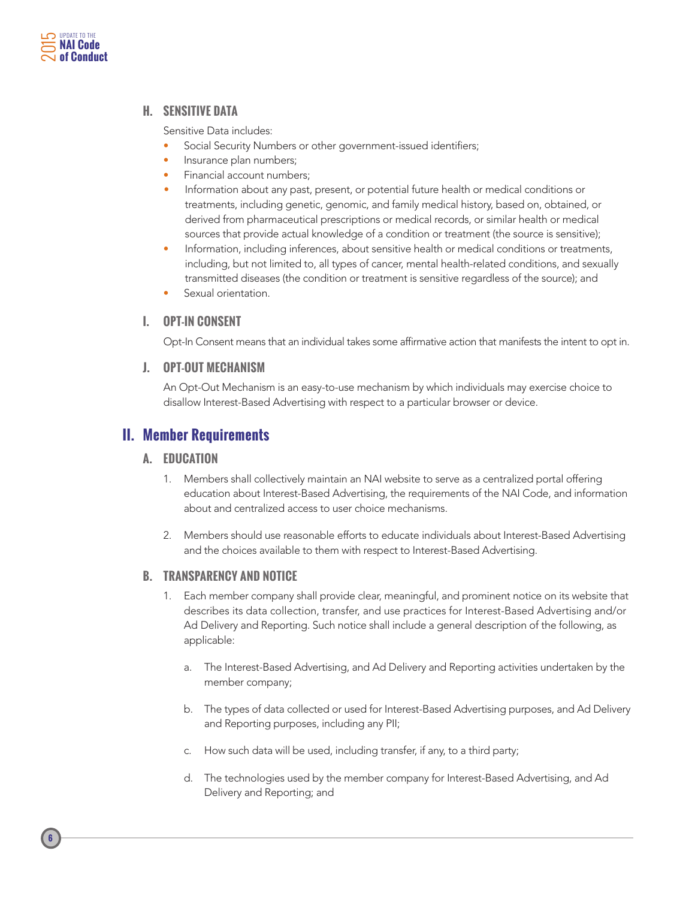### H. SENSITIVE DATA

Sensitive Data includes:

- Social Security Numbers or other government-issued identifiers;
- Insurance plan numbers;
- Financial account numbers;
- Information about any past, present, or potential future health or medical conditions or treatments, including genetic, genomic, and family medical history, based on, obtained, or derived from pharmaceutical prescriptions or medical records, or similar health or medical sources that provide actual knowledge of a condition or treatment (the source is sensitive);
- Information, including inferences, about sensitive health or medical conditions or treatments, including, but not limited to, all types of cancer, mental health-related conditions, and sexually transmitted diseases (the condition or treatment is sensitive regardless of the source); and
- Sexual orientation.

### I. OPT-IN CONSENT

Opt-In Consent means that an individual takes some affirmative action that manifests the intent to opt in.

### J. OPT-OUT MECHANISM

An Opt-Out Mechanism is an easy-to-use mechanism by which individuals may exercise choice to disallow Interest-Based Advertising with respect to a particular browser or device.

## II. Member Requirements

### A. EDUCATION

1. Members shall collectively maintain an NAI website to serve as a centralized portal offering education about Interest-Based Advertising, the requirements of the NAI Code, and information about and centralized access to user choice mechanisms.

2. Members should use reasonable efforts to educate individuals about Interest-Based Advertising and the choices available to them with respect to Interest-Based Advertising.

### B. TRANSPARENCY AND NOTICE

1. Each member company shall provide clear, meaningful, and prominent notice on its website that describes its data collection, transfer, and use practices for Interest-Based Advertising and/or Ad Delivery and Reporting. Such notice shall include a general description of the following, as applicable:

   a. The Interest-Based Advertising, and Ad Delivery and Reporting activities undertaken by the member company;

   b. The types of data collected or used for Interest-Based Advertising purposes, and Ad Delivery and Reporting purposes, including any PII;

   c. How such data will be used, including transfer, if any, to a third party;

   d. The technologies used by the member company for Interest-Based Advertising, and Ad Delivery and Reporting; and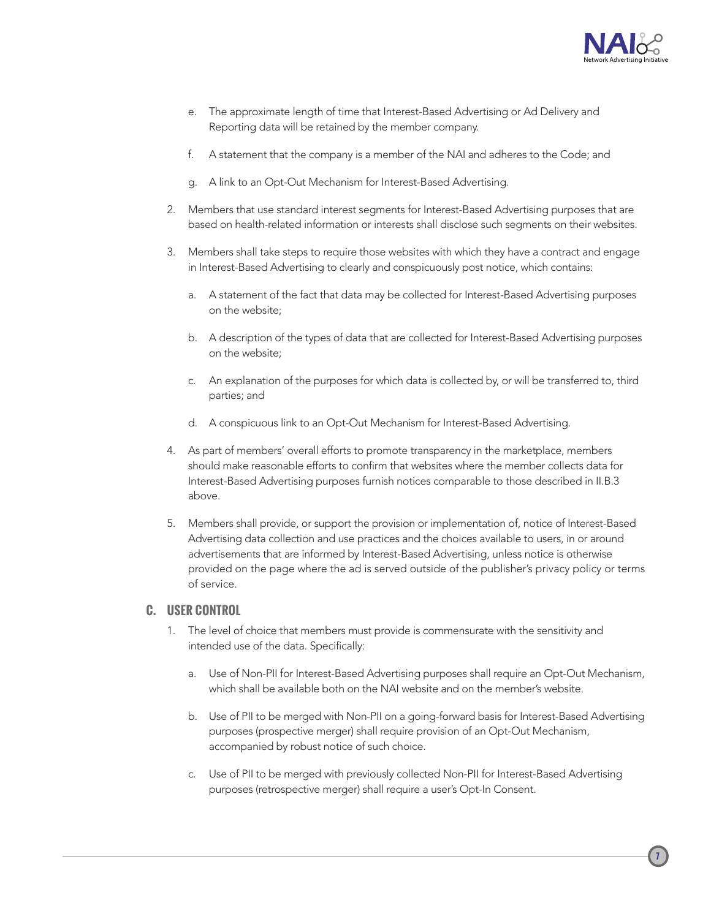e. The approximate length of time that Interest-Based Advertising or Ad Delivery and Reporting data will be retained by the member company.

   f. A statement that the company is a member of the NAI and adheres to the Code; and

   g. A link to an Opt-Out Mechanism for Interest-Based Advertising.

2. Members that use standard interest segments for Interest-Based Advertising purposes that are based on health-related information or interests shall disclose such segments on their websites.

3. Members shall take steps to require those websites with which they have a contract and engage in Interest-Based Advertising to clearly and conspicuously post notice, which contains:

   a. A statement of the fact that data may be collected for Interest-Based Advertising purposes on the website;

   b. A description of the types of data that are collected for Interest-Based Advertising purposes on the website;

   c. An explanation of the purposes for which data is collected by, or will be transferred to, third parties; and

   d. A conspicuous link to an Opt-Out Mechanism for Interest-Based Advertising.

4. As part of members' overall efforts to promote transparency in the marketplace, members should make reasonable efforts to confirm that websites where the member collects data for Interest-Based Advertising purposes furnish notices comparable to those described in II.B.3 above.

5. Members shall provide, or support the provision or implementation of, notice of Interest-Based Advertising data collection and use practices and the choices available to users, in or around advertisements that are informed by Interest-Based Advertising, unless notice is otherwise provided on the page where the ad is served outside of the publisher's privacy policy or terms of service.

## C. USER CONTROL

1. The level of choice that members must provide is commensurate with the sensitivity and intended use of the data. Specifically:

   a. Use of Non-PII for Interest-Based Advertising purposes shall require an Opt-Out Mechanism, which shall be available both on the NAI website and on the member's website.

   b. Use of PII to be merged with Non-PII on a going-forward basis for Interest-Based Advertising purposes (prospective merger) shall require provision of an Opt-Out Mechanism, accompanied by robust notice of such choice.

   c. Use of PII to be merged with previously collected Non-PII for Interest-Based Advertising purposes (retrospective merger) shall require a user's Opt-In Consent.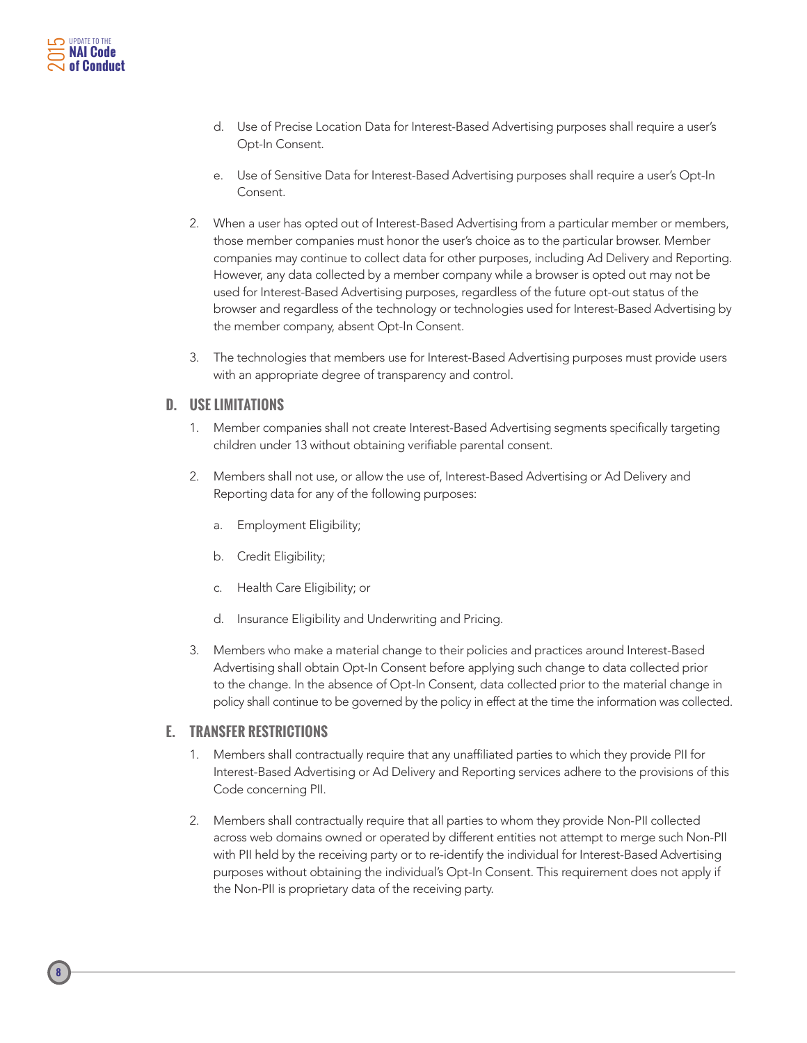d. Use of Precise Location Data for Interest-Based Advertising purposes shall require a user's Opt-In Consent.

   e. Use of Sensitive Data for Interest-Based Advertising purposes shall require a user's Opt-In Consent.

2. When a user has opted out of Interest-Based Advertising from a particular member or members, those member companies must honor the user's choice as to the particular browser. Member companies may continue to collect data for other purposes, including Ad Delivery and Reporting. However, any data collected by a member company while a browser is opted out may not be used for Interest-Based Advertising purposes, regardless of the future opt-out status of the browser and regardless of the technology or technologies used for Interest-Based Advertising by the member company, absent Opt-In Consent.

3. The technologies that members use for Interest-Based Advertising purposes must provide users with an appropriate degree of transparency and control.

## D. USE LIMITATIONS

1. Member companies shall not create Interest-Based Advertising segments specifically targeting children under 13 without obtaining verifiable parental consent.

2. Members shall not use, or allow the use of, Interest-Based Advertising or Ad Delivery and Reporting data for any of the following purposes:

   a. Employment Eligibility;

   b. Credit Eligibility;

   c. Health Care Eligibility; or

   d. Insurance Eligibility and Underwriting and Pricing.

3. Members who make a material change to their policies and practices around Interest-Based Advertising shall obtain Opt-In Consent before applying such change to data collected prior to the change. In the absence of Opt-In Consent, data collected prior to the material change in policy shall continue to be governed by the policy in effect at the time the information was collected.

## E. TRANSFER RESTRICTIONS

1. Members shall contractually require that any unaffiliated parties to which they provide PII for Interest-Based Advertising or Ad Delivery and Reporting services adhere to the provisions of this Code concerning PII.

2. Members shall contractually require that all parties to whom they provide Non-PII collected across web domains owned or operated by different entities not attempt to merge such Non-PII with PII held by the receiving party or to re-identify the individual for Interest-Based Advertising purposes without obtaining the individual's Opt-In Consent. This requirement does not apply if the Non-PII is proprietary data of the receiving party.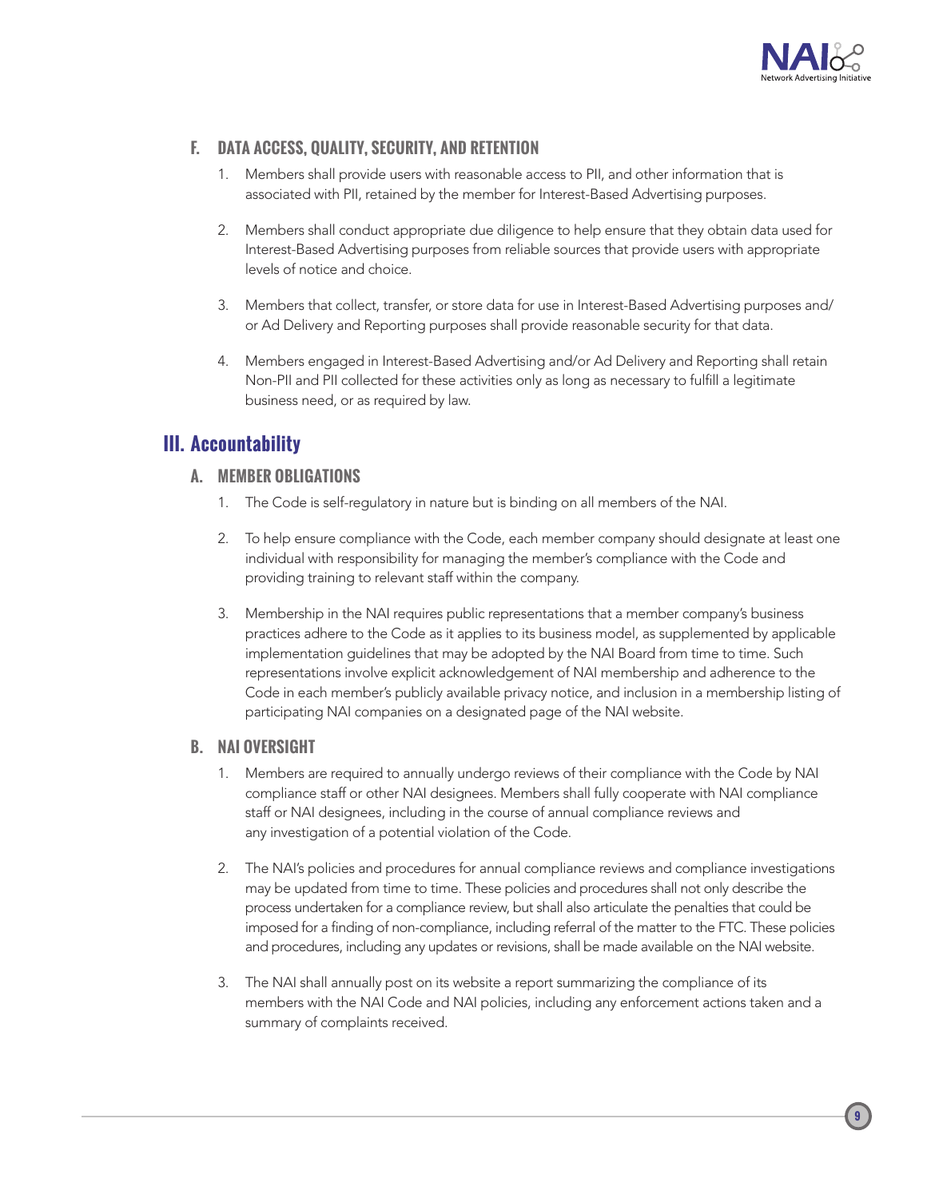### F. DATA ACCESS, QUALITY, SECURITY, AND RETENTION

1. Members shall provide users with reasonable access to PII, and other information that is associated with PII, retained by the member for Interest-Based Advertising purposes.

2. Members shall conduct appropriate due diligence to help ensure that they obtain data used for Interest-Based Advertising purposes from reliable sources that provide users with appropriate levels of notice and choice.

3. Members that collect, transfer, or store data for use in Interest-Based Advertising purposes and/or Ad Delivery and Reporting purposes shall provide reasonable security for that data.

4. Members engaged in Interest-Based Advertising and/or Ad Delivery and Reporting shall retain Non-PII and PII collected for these activities only as long as necessary to fulfill a legitimate business need, or as required by law.

## III. Accountability

### A. MEMBER OBLIGATIONS

1. The Code is self-regulatory in nature but is binding on all members of the NAI.

2. To help ensure compliance with the Code, each member company should designate at least one individual with responsibility for managing the member's compliance with the Code and providing training to relevant staff within the company.

3. Membership in the NAI requires public representations that a member company's business practices adhere to the Code as it applies to its business model, as supplemented by applicable implementation guidelines that may be adopted by the NAI Board from time to time. Such representations involve explicit acknowledgement of NAI membership and adherence to the Code in each member's publicly available privacy notice, and inclusion in a membership listing of participating NAI companies on a designated page of the NAI website.

### B. NAI OVERSIGHT

1. Members are required to annually undergo reviews of their compliance with the Code by NAI compliance staff or other NAI designees. Members shall fully cooperate with NAI compliance staff or NAI designees, including in the course of annual compliance reviews and any investigation of a potential violation of the Code.

2. The NAI's policies and procedures for annual compliance reviews and compliance investigations may be updated from time to time. These policies and procedures shall not only describe the process undertaken for a compliance review, but shall also articulate the penalties that could be imposed for a finding of non-compliance, including referral of the matter to the FTC. These policies and procedures, including any updates or revisions, shall be made available on the NAI website.

3. The NAI shall annually post on its website a report summarizing the compliance of its members with the NAI Code and NAI policies, including any enforcement actions taken and a summary of complaints received.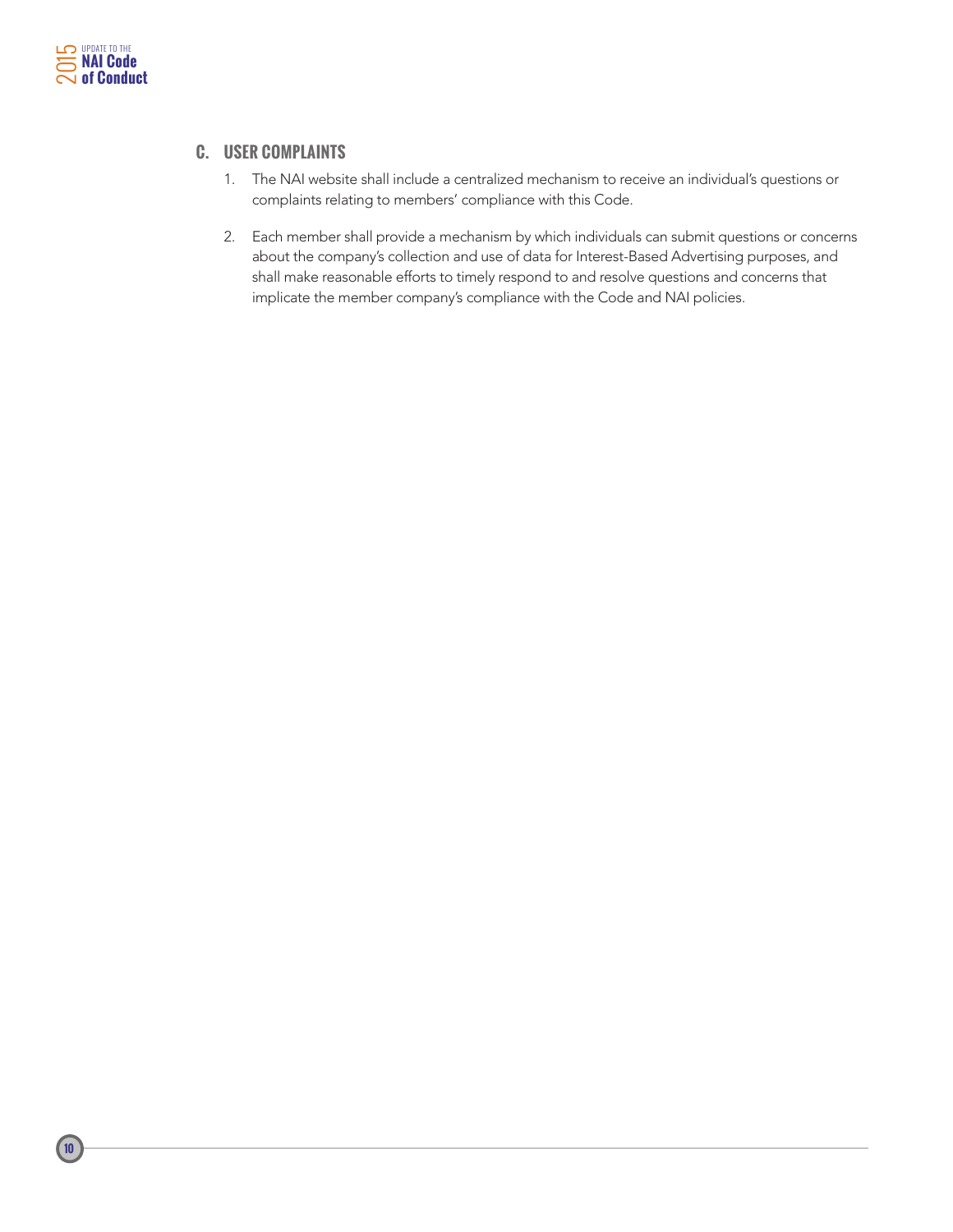### C. USER COMPLAINTS

1. The NAI website shall include a centralized mechanism to receive an individual's questions or complaints relating to members' compliance with this Code.

2. Each member shall provide a mechanism by which individuals can submit questions or concerns about the company's collection and use of data for Interest-Based Advertising purposes, and shall make reasonable efforts to timely respond to and resolve questions and concerns that implicate the member company's compliance with the Code and NAI policies.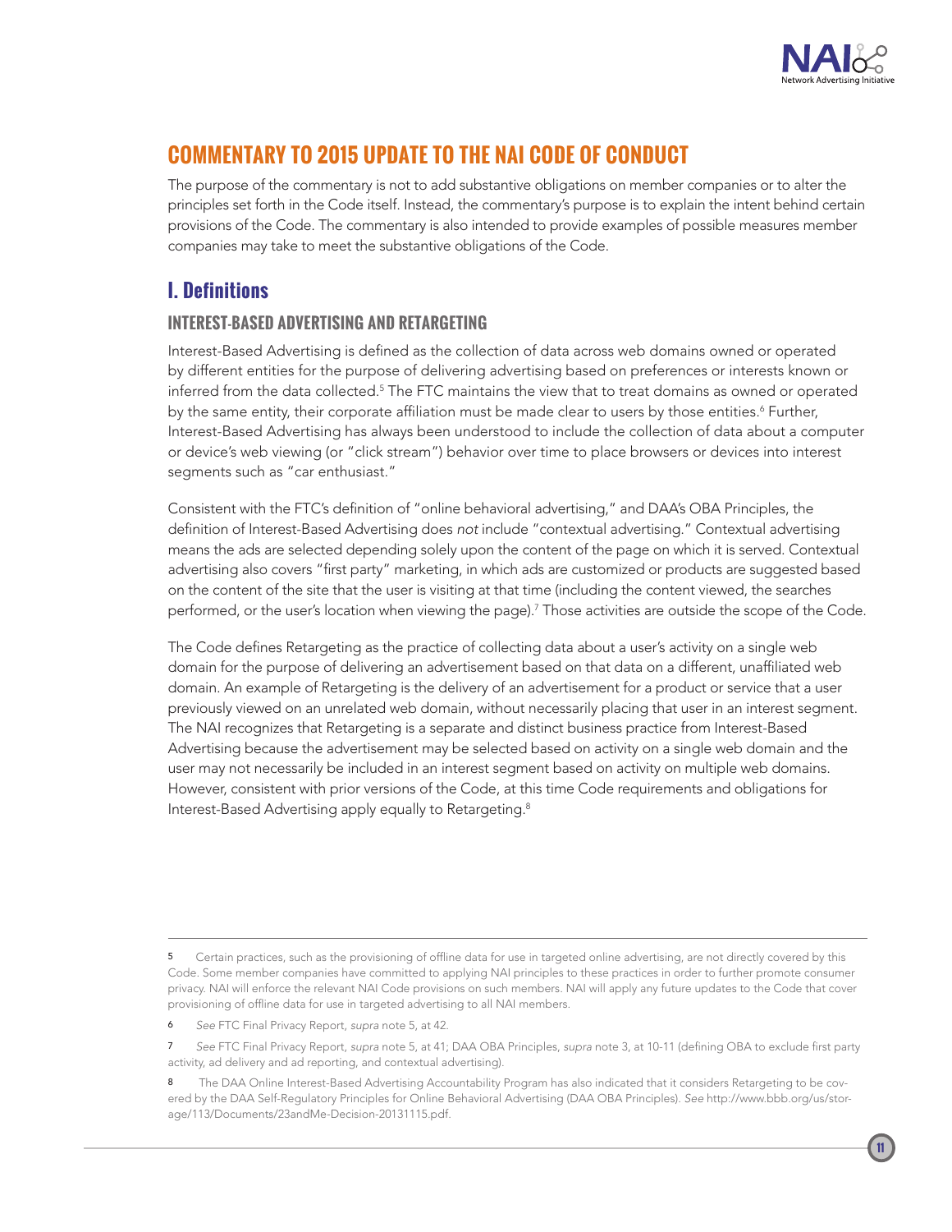# COMMENTARY TO 2015 UPDATE TO THE NAI CODE OF CONDUCT

The purpose of the commentary is not to add substantive obligations on member companies or to alter the principles set forth in the Code itself. Instead, the commentary's purpose is to explain the intent behind certain provisions of the Code. The commentary is also intended to provide examples of possible measures member companies may take to meet the substantive obligations of the Code.

## I. Definitions

### INTEREST-BASED ADVERTISING AND RETARGETING

Interest-Based Advertising is defined as the collection of data across web domains owned or operated by different entities for the purpose of delivering advertising based on preferences or interests known or inferred from the data collected.[5] The FTC maintains the view that to treat domains as owned or operated by the same entity, their corporate affiliation must be made clear to users by those entities.[6] Further, Interest-Based Advertising has always been understood to include the collection of data about a computer or device's web viewing (or "click stream") behavior over time to place browsers or devices into interest segments such as "car enthusiast."

Consistent with the FTC's definition of "online behavioral advertising," and DAA's OBA Principles, the definition of Interest-Based Advertising does *not* include "contextual advertising." Contextual advertising means the ads are selected depending solely upon the content of the page on which it is served. Contextual advertising also covers "first party" marketing, in which ads are customized or products are suggested based on the content of the site that the user is visiting at that time (including the content viewed, the searches performed, or the user's location when viewing the page).[7] Those activities are outside the scope of the Code.

The Code defines Retargeting as the practice of collecting data about a user's activity on a single web domain for the purpose of delivering an advertisement based on that data on a different, unaffiliated web domain. An example of Retargeting is the delivery of an advertisement for a product or service that a user previously viewed on an unrelated web domain, without necessarily placing that user in an interest segment. The NAI recognizes that Retargeting is a separate and distinct business practice from Interest-Based Advertising because the advertisement may be selected based on activity on a single web domain and the user may not necessarily be included in an interest segment based on activity on multiple web domains. However, consistent with prior versions of the Code, at this time Code requirements and obligations for Interest-Based Advertising apply equally to Retargeting.[8]

---

[5] Certain practices, such as the provisioning of offline data for use in targeted online advertising, are not directly covered by this Code. Some member companies have committed to applying NAI principles to these practices in order to further promote consumer privacy. NAI will enforce the relevant NAI Code provisions on such members. NAI will apply any future updates to the Code that cover provisioning of offline data for use in targeted advertising to all NAI members.

[6] *See* FTC Final Privacy Report, *supra* note 5, at 42.

[7] *See* FTC Final Privacy Report, *supra* note 5, at 41; DAA OBA Principles, *supra* note 3, at 10-11 (defining OBA to exclude first party activity, ad delivery and ad reporting, and contextual advertising).

[8] The DAA Online Interest-Based Advertising Accountability Program has also indicated that it considers Retargeting to be covered by the DAA Self-Regulatory Principles for Online Behavioral Advertising (DAA OBA Principles). *See* http://www.bbb.org/us/storage/113/Documents/23andMe-Decision-20131115.pdf.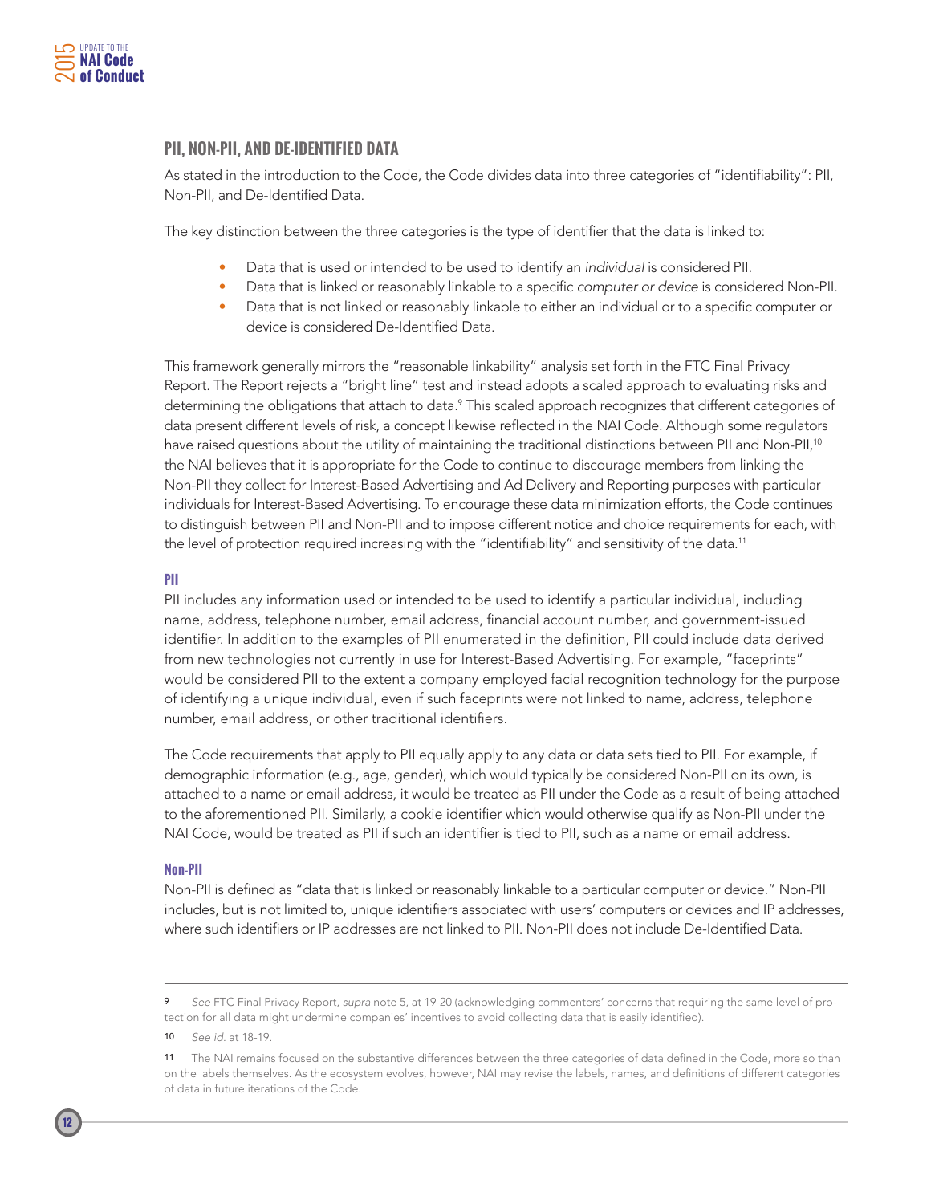## PII, NON-PII, AND DE-IDENTIFIED DATA

As stated in the introduction to the Code, the Code divides data into three categories of "identifiability": PII, Non-PII, and De-Identified Data.

The key distinction between the three categories is the type of identifier that the data is linked to:

- Data that is used or intended to be used to identify an *individual* is considered PII.
- Data that is linked or reasonably linkable to a specific *computer or device* is considered Non-PII.
- Data that is not linked or reasonably linkable to either an individual or to a specific computer or device is considered De-Identified Data.

This framework generally mirrors the "reasonable linkability" analysis set forth in the FTC Final Privacy Report. The Report rejects a "bright line" test and instead adopts a scaled approach to evaluating risks and determining the obligations that attach to data.[9] This scaled approach recognizes that different categories of data present different levels of risk, a concept likewise reflected in the NAI Code. Although some regulators have raised questions about the utility of maintaining the traditional distinctions between PII and Non-PII,[10] the NAI believes that it is appropriate for the Code to continue to discourage members from linking the Non-PII they collect for Interest-Based Advertising and Ad Delivery and Reporting purposes with particular individuals for Interest-Based Advertising. To encourage these data minimization efforts, the Code continues to distinguish between PII and Non-PII and to impose different notice and choice requirements for each, with the level of protection required increasing with the "identifiability" and sensitivity of the data.[11]

### PII

PII includes any information used or intended to be used to identify a particular individual, including name, address, telephone number, email address, financial account number, and government-issued identifier. In addition to the examples of PII enumerated in the definition, PII could include data derived from new technologies not currently in use for Interest-Based Advertising. For example, "faceprints" would be considered PII to the extent a company employed facial recognition technology for the purpose of identifying a unique individual, even if such faceprints were not linked to name, address, telephone number, email address, or other traditional identifiers.

The Code requirements that apply to PII equally apply to any data or data sets tied to PII. For example, if demographic information (e.g., age, gender), which would typically be considered Non-PII on its own, is attached to a name or email address, it would be treated as PII under the Code as a result of being attached to the aforementioned PII. Similarly, a cookie identifier which would otherwise qualify as Non-PII under the NAI Code, would be treated as PII if such an identifier is tied to PII, such as a name or email address.

### Non-PII

Non-PII is defined as "data that is linked or reasonably linkable to a particular computer or device." Non-PII includes, but is not limited to, unique identifiers associated with users' computers or devices and IP addresses, where such identifiers or IP addresses are not linked to PII. Non-PII does not include De-Identified Data.

---

9 *See* FTC Final Privacy Report, *supra* note 5, at 19-20 (acknowledging commenters' concerns that requiring the same level of protection for all data might undermine companies' incentives to avoid collecting data that is easily identified).

10 *See id.* at 18-19.

11 The NAI remains focused on the substantive differences between the three categories of data defined in the Code, more so than on the labels themselves. As the ecosystem evolves, however, NAI may revise the labels, names, and definitions of different categories of data in future iterations of the Code.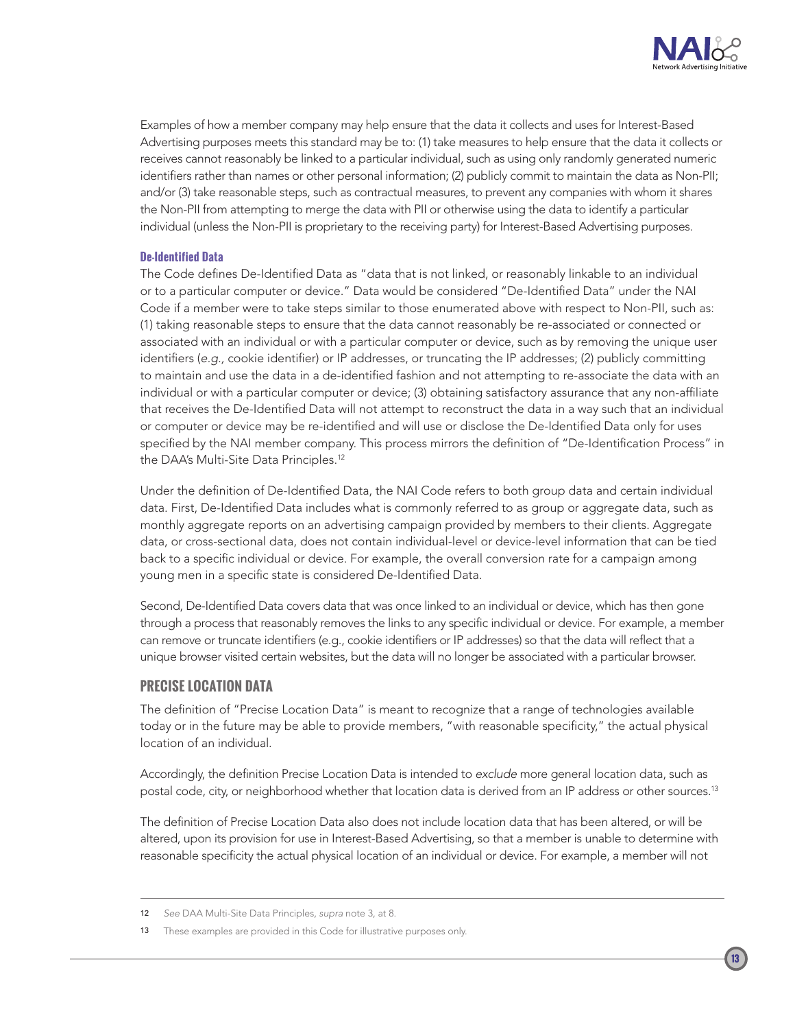Examples of how a member company may help ensure that the data it collects and uses for Interest-Based Advertising purposes meets this standard may be to: (1) take measures to help ensure that the data it collects or receives cannot reasonably be linked to a particular individual, such as using only randomly generated numeric identifiers rather than names or other personal information; (2) publicly commit to maintain the data as Non-PII; and/or (3) take reasonable steps, such as contractual measures, to prevent any companies with whom it shares the Non-PII from attempting to merge the data with PII or otherwise using the data to identify a particular individual (unless the Non-PII is proprietary to the receiving party) for Interest-Based Advertising purposes.

### De-Identified Data

The Code defines De-Identified Data as "data that is not linked, or reasonably linkable to an individual or to a particular computer or device." Data would be considered "De-Identified Data" under the NAI Code if a member were to take steps similar to those enumerated above with respect to Non-PII, such as: (1) taking reasonable steps to ensure that the data cannot reasonably be re-associated or connected or associated with an individual or with a particular computer or device, such as by removing the unique user identifiers (*e.g.,* cookie identifier) or IP addresses, or truncating the IP addresses; (2) publicly committing to maintain and use the data in a de-identified fashion and not attempting to re-associate the data with an individual or with a particular computer or device; (3) obtaining satisfactory assurance that any non-affiliate that receives the De-Identified Data will not attempt to reconstruct the data in a way such that an individual or computer or device may be re-identified and will use or disclose the De-Identified Data only for uses specified by the NAI member company. This process mirrors the definition of "De-Identification Process" in the DAA's Multi-Site Data Principles.[12]

Under the definition of De-Identified Data, the NAI Code refers to both group data and certain individual data. First, De-Identified Data includes what is commonly referred to as group or aggregate data, such as monthly aggregate reports on an advertising campaign provided by members to their clients. Aggregate data, or cross-sectional data, does not contain individual-level or device-level information that can be tied back to a specific individual or device. For example, the overall conversion rate for a campaign among young men in a specific state is considered De-Identified Data.

Second, De-Identified Data covers data that was once linked to an individual or device, which has then gone through a process that reasonably removes the links to any specific individual or device. For example, a member can remove or truncate identifiers (e.g., cookie identifiers or IP addresses) so that the data will reflect that a unique browser visited certain websites, but the data will no longer be associated with a particular browser.

## PRECISE LOCATION DATA

The definition of "Precise Location Data" is meant to recognize that a range of technologies available today or in the future may be able to provide members, "with reasonable specificity," the actual physical location of an individual.

Accordingly, the definition Precise Location Data is intended to *exclude* more general location data, such as postal code, city, or neighborhood whether that location data is derived from an IP address or other sources.[13]

The definition of Precise Location Data also does not include location data that has been altered, or will be altered, upon its provision for use in Interest-Based Advertising, so that a member is unable to determine with reasonable specificity the actual physical location of an individual or device. For example, a member will not

---

12 *See* DAA Multi-Site Data Principles, *supra* note 3, at 8.

13 These examples are provided in this Code for illustrative purposes only.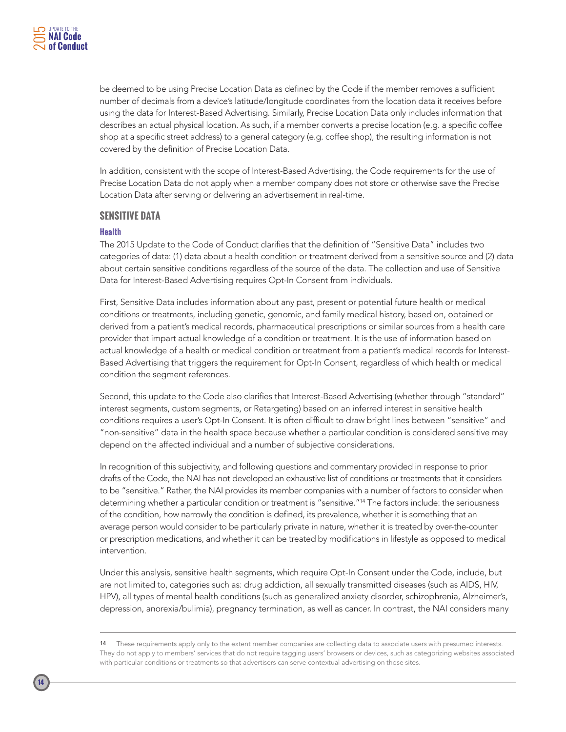be deemed to be using Precise Location Data as defined by the Code if the member removes a sufficient number of decimals from a device's latitude/longitude coordinates from the location data it receives before using the data for Interest-Based Advertising. Similarly, Precise Location Data only includes information that describes an actual physical location. As such, if a member converts a precise location (e.g. a specific coffee shop at a specific street address) to a general category (e.g. coffee shop), the resulting information is not covered by the definition of Precise Location Data.

In addition, consistent with the scope of Interest-Based Advertising, the Code requirements for the use of Precise Location Data do not apply when a member company does not store or otherwise save the Precise Location Data after serving or delivering an advertisement in real-time.

## SENSITIVE DATA

### Health

The 2015 Update to the Code of Conduct clarifies that the definition of "Sensitive Data" includes two categories of data: (1) data about a health condition or treatment derived from a sensitive source and (2) data about certain sensitive conditions regardless of the source of the data. The collection and use of Sensitive Data for Interest-Based Advertising requires Opt-In Consent from individuals.

First, Sensitive Data includes information about any past, present or potential future health or medical conditions or treatments, including genetic, genomic, and family medical history, based on, obtained or derived from a patient's medical records, pharmaceutical prescriptions or similar sources from a health care provider that impart actual knowledge of a condition or treatment. It is the use of information based on actual knowledge of a health or medical condition or treatment from a patient's medical records for Interest-Based Advertising that triggers the requirement for Opt-In Consent, regardless of which health or medical condition the segment references.

Second, this update to the Code also clarifies that Interest-Based Advertising (whether through "standard" interest segments, custom segments, or Retargeting) based on an inferred interest in sensitive health conditions requires a user's Opt-In Consent. It is often difficult to draw bright lines between "sensitive" and "non-sensitive" data in the health space because whether a particular condition is considered sensitive may depend on the affected individual and a number of subjective considerations.

In recognition of this subjectivity, and following questions and commentary provided in response to prior drafts of the Code, the NAI has not developed an exhaustive list of conditions or treatments that it considers to be "sensitive." Rather, the NAI provides its member companies with a number of factors to consider when determining whether a particular condition or treatment is "sensitive."[14] The factors include: the seriousness of the condition, how narrowly the condition is defined, its prevalence, whether it is something that an average person would consider to be particularly private in nature, whether it is treated by over-the-counter or prescription medications, and whether it can be treated by modifications in lifestyle as opposed to medical intervention.

Under this analysis, sensitive health segments, which require Opt-In Consent under the Code, include, but are not limited to, categories such as: drug addiction, all sexually transmitted diseases (such as AIDS, HIV, HPV), all types of mental health conditions (such as generalized anxiety disorder, schizophrenia, Alzheimer's, depression, anorexia/bulimia), pregnancy termination, as well as cancer. In contrast, the NAI considers many

---

14 These requirements apply only to the extent member companies are collecting data to associate users with presumed interests. They do not apply to members' services that do not require tagging users' browsers or devices, such as categorizing websites associated with particular conditions or treatments so that advertisers can serve contextual advertising on those sites.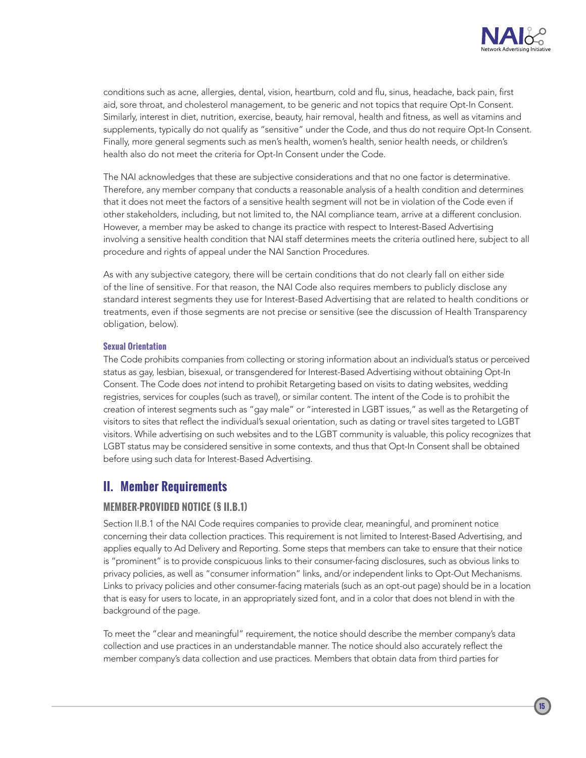conditions such as acne, allergies, dental, vision, heartburn, cold and flu, sinus, headache, back pain, first aid, sore throat, and cholesterol management, to be generic and not topics that require Opt-In Consent. Similarly, interest in diet, nutrition, exercise, beauty, hair removal, health and fitness, as well as vitamins and supplements, typically do not qualify as "sensitive" under the Code, and thus do not require Opt-In Consent. Finally, more general segments such as men's health, women's health, senior health needs, or children's health also do not meet the criteria for Opt-In Consent under the Code.

The NAI acknowledges that these are subjective considerations and that no one factor is determinative. Therefore, any member company that conducts a reasonable analysis of a health condition and determines that it does not meet the factors of a sensitive health segment will not be in violation of the Code even if other stakeholders, including, but not limited to, the NAI compliance team, arrive at a different conclusion. However, a member may be asked to change its practice with respect to Interest-Based Advertising involving a sensitive health condition that NAI staff determines meets the criteria outlined here, subject to all procedure and rights of appeal under the NAI Sanction Procedures.

As with any subjective category, there will be certain conditions that do not clearly fall on either side of the line of sensitive. For that reason, the NAI Code also requires members to publicly disclose any standard interest segments they use for Interest-Based Advertising that are related to health conditions or treatments, even if those segments are not precise or sensitive (see the discussion of Health Transparency obligation, below).

#### Sexual Orientation

The Code prohibits companies from collecting or storing information about an individual's status or perceived status as gay, lesbian, bisexual, or transgendered for Interest-Based Advertising without obtaining Opt-In Consent. The Code does *not* intend to prohibit Retargeting based on visits to dating websites, wedding registries, services for couples (such as travel), or similar content. The intent of the Code is to prohibit the creation of interest segments such as "gay male" or "interested in LGBT issues," as well as the Retargeting of visitors to sites that reflect the individual's sexual orientation, such as dating or travel sites targeted to LGBT visitors. While advertising on such websites and to the LGBT community is valuable, this policy recognizes that LGBT status may be considered sensitive in some contexts, and thus that Opt-In Consent shall be obtained before using such data for Interest-Based Advertising.

## II. Member Requirements

### MEMBER-PROVIDED NOTICE (§ II.B.1)

Section II.B.1 of the NAI Code requires companies to provide clear, meaningful, and prominent notice concerning their data collection practices. This requirement is not limited to Interest-Based Advertising, and applies equally to Ad Delivery and Reporting. Some steps that members can take to ensure that their notice is "prominent" is to provide conspicuous links to their consumer-facing disclosures, such as obvious links to privacy policies, as well as "consumer information" links, and/or independent links to Opt-Out Mechanisms. Links to privacy policies and other consumer-facing materials (such as an opt-out page) should be in a location that is easy for users to locate, in an appropriately sized font, and in a color that does not blend in with the background of the page.

To meet the "clear and meaningful" requirement, the notice should describe the member company's data collection and use practices in an understandable manner. The notice should also accurately reflect the member company's data collection and use practices. Members that obtain data from third parties for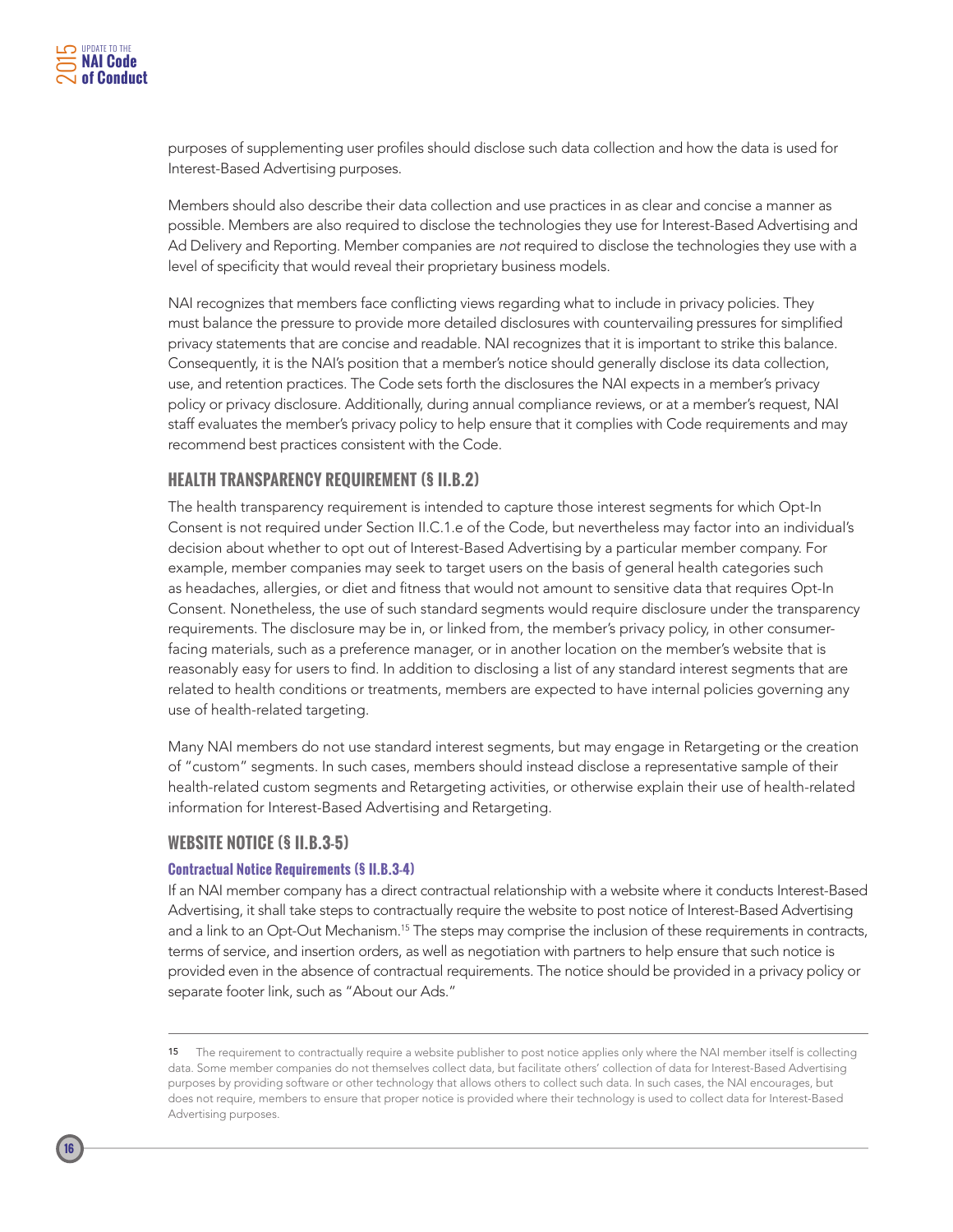purposes of supplementing user profiles should disclose such data collection and how the data is used for Interest-Based Advertising purposes.

Members should also describe their data collection and use practices in as clear and concise a manner as possible. Members are also required to disclose the technologies they use for Interest-Based Advertising and Ad Delivery and Reporting. Member companies are *not* required to disclose the technologies they use with a level of specificity that would reveal their proprietary business models.

NAI recognizes that members face conflicting views regarding what to include in privacy policies. They must balance the pressure to provide more detailed disclosures with countervailing pressures for simplified privacy statements that are concise and readable. NAI recognizes that it is important to strike this balance. Consequently, it is the NAI's position that a member's notice should generally disclose its data collection, use, and retention practices. The Code sets forth the disclosures the NAI expects in a member's privacy policy or privacy disclosure. Additionally, during annual compliance reviews, or at a member's request, NAI staff evaluates the member's privacy policy to help ensure that it complies with Code requirements and may recommend best practices consistent with the Code.

## HEALTH TRANSPARENCY REQUIREMENT (§ II.B.2)

The health transparency requirement is intended to capture those interest segments for which Opt-In Consent is not required under Section II.C.1.e of the Code, but nevertheless may factor into an individual's decision about whether to opt out of Interest-Based Advertising by a particular member company. For example, member companies may seek to target users on the basis of general health categories such as headaches, allergies, or diet and fitness that would not amount to sensitive data that requires Opt-In Consent. Nonetheless, the use of such standard segments would require disclosure under the transparency requirements. The disclosure may be in, or linked from, the member's privacy policy, in other consumer-facing materials, such as a preference manager, or in another location on the member's website that is reasonably easy for users to find. In addition to disclosing a list of any standard interest segments that are related to health conditions or treatments, members are expected to have internal policies governing any use of health-related targeting.

Many NAI members do not use standard interest segments, but may engage in Retargeting or the creation of "custom" segments. In such cases, members should instead disclose a representative sample of their health-related custom segments and Retargeting activities, or otherwise explain their use of health-related information for Interest-Based Advertising and Retargeting.

## WEBSITE NOTICE (§ II.B.3-5)

### Contractual Notice Requirements (§ II.B.3-4)

If an NAI member company has a direct contractual relationship with a website where it conducts Interest-Based Advertising, it shall take steps to contractually require the website to post notice of Interest-Based Advertising and a link to an Opt-Out Mechanism.[15] The steps may comprise the inclusion of these requirements in contracts, terms of service, and insertion orders, as well as negotiation with partners to help ensure that such notice is provided even in the absence of contractual requirements. The notice should be provided in a privacy policy or separate footer link, such as "About our Ads."

---

15 The requirement to contractually require a website publisher to post notice applies only where the NAI member itself is collecting data. Some member companies do not themselves collect data, but facilitate others' collection of data for Interest-Based Advertising purposes by providing software or other technology that allows others to collect such data. In such cases, the NAI encourages, but does not require, members to ensure that proper notice is provided where their technology is used to collect data for Interest-Based Advertising purposes.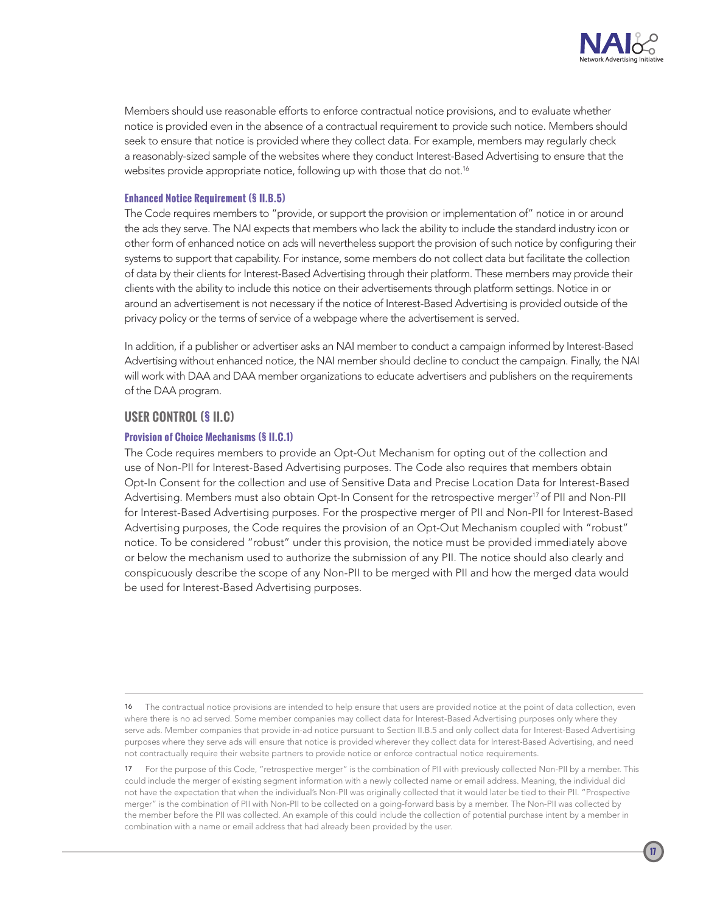Members should use reasonable efforts to enforce contractual notice provisions, and to evaluate whether notice is provided even in the absence of a contractual requirement to provide such notice. Members should seek to ensure that notice is provided where they collect data. For example, members may regularly check a reasonably-sized sample of the websites where they conduct Interest-Based Advertising to ensure that the websites provide appropriate notice, following up with those that do not.[16]

### Enhanced Notice Requirement (§ II.B.5)

The Code requires members to "provide, or support the provision or implementation of" notice in or around the ads they serve. The NAI expects that members who lack the ability to include the standard industry icon or other form of enhanced notice on ads will nevertheless support the provision of such notice by configuring their systems to support that capability. For instance, some members do not collect data but facilitate the collection of data by their clients for Interest-Based Advertising through their platform. These members may provide their clients with the ability to include this notice on their advertisements through platform settings. Notice in or around an advertisement is not necessary if the notice of Interest-Based Advertising is provided outside of the privacy policy or the terms of service of a webpage where the advertisement is served.

In addition, if a publisher or advertiser asks an NAI member to conduct a campaign informed by Interest-Based Advertising without enhanced notice, the NAI member should decline to conduct the campaign. Finally, the NAI will work with DAA and DAA member organizations to educate advertisers and publishers on the requirements of the DAA program.

## USER CONTROL (§ II.C)

### Provision of Choice Mechanisms (§ II.C.1)

The Code requires members to provide an Opt-Out Mechanism for opting out of the collection and use of Non-PII for Interest-Based Advertising purposes. The Code also requires that members obtain Opt-In Consent for the collection and use of Sensitive Data and Precise Location Data for Interest-Based Advertising. Members must also obtain Opt-In Consent for the retrospective merger[17] of PII and Non-PII for Interest-Based Advertising purposes. For the prospective merger of PII and Non-PII for Interest-Based Advertising purposes, the Code requires the provision of an Opt-Out Mechanism coupled with "robust" notice. To be considered "robust" under this provision, the notice must be provided immediately above or below the mechanism used to authorize the submission of any PII. The notice should also clearly and conspicuously describe the scope of any Non-PII to be merged with PII and how the merged data would be used for Interest-Based Advertising purposes.

---

16 The contractual notice provisions are intended to help ensure that users are provided notice at the point of data collection, even where there is no ad served. Some member companies may collect data for Interest-Based Advertising purposes only where they serve ads. Member companies that provide in-ad notice pursuant to Section II.B.5 and only collect data for Interest-Based Advertising purposes where they serve ads will ensure that notice is provided wherever they collect data for Interest-Based Advertising, and need not contractually require their website partners to provide notice or enforce contractual notice requirements.

17 For the purpose of this Code, "retrospective merger" is the combination of PII with previously collected Non-PII by a member. This could include the merger of existing segment information with a newly collected name or email address. Meaning, the individual did not have the expectation that when the individual's Non-PII was originally collected that it would later be tied to their PII. "Prospective merger" is the combination of PII with Non-PII to be collected on a going-forward basis by a member. The Non-PII was collected by the member before the PII was collected. An example of this could include the collection of potential purchase intent by a member in combination with a name or email address that had already been provided by the user.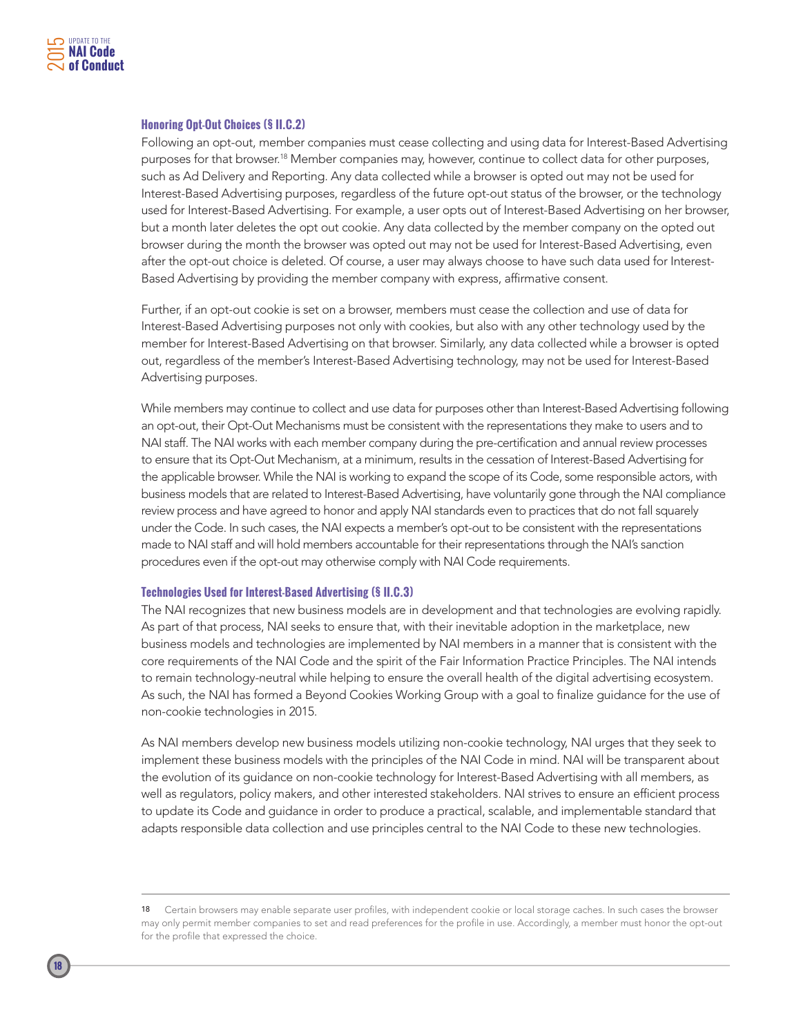### Honoring Opt-Out Choices (§ II.C.2)

Following an opt-out, member companies must cease collecting and using data for Interest-Based Advertising purposes for that browser.[18] Member companies may, however, continue to collect data for other purposes, such as Ad Delivery and Reporting. Any data collected while a browser is opted out may not be used for Interest-Based Advertising purposes, regardless of the future opt-out status of the browser, or the technology used for Interest-Based Advertising. For example, a user opts out of Interest-Based Advertising on her browser, but a month later deletes the opt out cookie. Any data collected by the member company on the opted out browser during the month the browser was opted out may not be used for Interest-Based Advertising, even after the opt-out choice is deleted. Of course, a user may always choose to have such data used for Interest-Based Advertising by providing the member company with express, affirmative consent.

Further, if an opt-out cookie is set on a browser, members must cease the collection and use of data for Interest-Based Advertising purposes not only with cookies, but also with any other technology used by the member for Interest-Based Advertising on that browser. Similarly, any data collected while a browser is opted out, regardless of the member's Interest-Based Advertising technology, may not be used for Interest-Based Advertising purposes.

While members may continue to collect and use data for purposes other than Interest-Based Advertising following an opt-out, their Opt-Out Mechanisms must be consistent with the representations they make to users and to NAI staff. The NAI works with each member company during the pre-certification and annual review processes to ensure that its Opt-Out Mechanism, at a minimum, results in the cessation of Interest-Based Advertising for the applicable browser. While the NAI is working to expand the scope of its Code, some responsible actors, with business models that are related to Interest-Based Advertising, have voluntarily gone through the NAI compliance review process and have agreed to honor and apply NAI standards even to practices that do not fall squarely under the Code. In such cases, the NAI expects a member's opt-out to be consistent with the representations made to NAI staff and will hold members accountable for their representations through the NAI's sanction procedures even if the opt-out may otherwise comply with NAI Code requirements.

### Technologies Used for Interest-Based Advertising (§ II.C.3)

The NAI recognizes that new business models are in development and that technologies are evolving rapidly. As part of that process, NAI seeks to ensure that, with their inevitable adoption in the marketplace, new business models and technologies are implemented by NAI members in a manner that is consistent with the core requirements of the NAI Code and the spirit of the Fair Information Practice Principles. The NAI intends to remain technology-neutral while helping to ensure the overall health of the digital advertising ecosystem. As such, the NAI has formed a Beyond Cookies Working Group with a goal to finalize guidance for the use of non-cookie technologies in 2015.

As NAI members develop new business models utilizing non-cookie technology, NAI urges that they seek to implement these business models with the principles of the NAI Code in mind. NAI will be transparent about the evolution of its guidance on non-cookie technology for Interest-Based Advertising with all members, as well as regulators, policy makers, and other interested stakeholders. NAI strives to ensure an efficient process to update its Code and guidance in order to produce a practical, scalable, and implementable standard that adapts responsible data collection and use principles central to the NAI Code to these new technologies.

---

18 Certain browsers may enable separate user profiles, with independent cookie or local storage caches. In such cases the browser may only permit member companies to set and read preferences for the profile in use. Accordingly, a member must honor the opt-out for the profile that expressed the choice.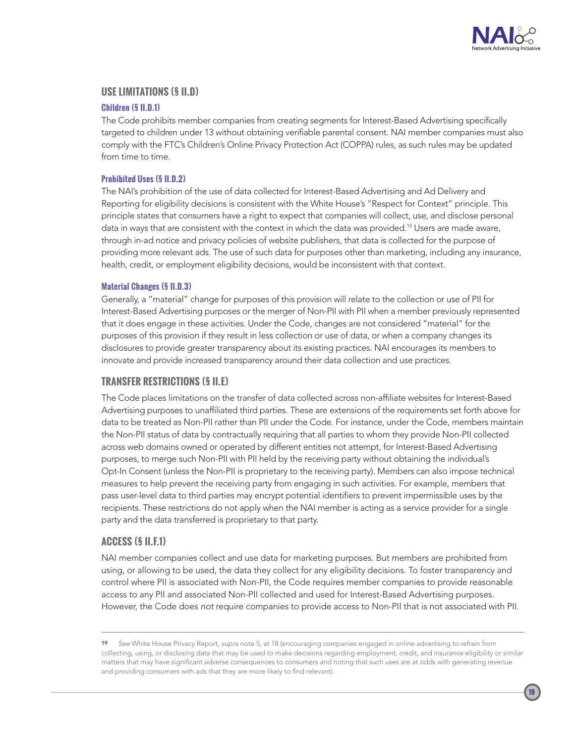## USE LIMITATIONS (§ II.D)

### Children (§ II.D.1)

The Code prohibits member companies from creating segments for Interest-Based Advertising specifically targeted to children under 13 without obtaining verifiable parental consent. NAI member companies must also comply with the FTC's Children's Online Privacy Protection Act (COPPA) rules, as such rules may be updated from time to time.

### Prohibited Uses (§ II.D.2)

The NAI's prohibition of the use of data collected for Interest-Based Advertising and Ad Delivery and Reporting for eligibility decisions is consistent with the White House's "Respect for Context" principle. This principle states that consumers have a right to expect that companies will collect, use, and disclose personal data in ways that are consistent with the context in which the data was provided.[19] Users are made aware, through in-ad notice and privacy policies of website publishers, that data is collected for the purpose of providing more relevant ads. The use of such data for purposes other than marketing, including any insurance, health, credit, or employment eligibility decisions, would be inconsistent with that context.

### Material Changes (§ II.D.3)

Generally, a "material" change for purposes of this provision will relate to the collection or use of PII for Interest-Based Advertising purposes or the merger of Non-PII with PII when a member previously represented that it does engage in these activities. Under the Code, changes are not considered "material" for the purposes of this provision if they result in less collection or use of data, or when a company changes its disclosures to provide greater transparency about its existing practices. NAI encourages its members to innovate and provide increased transparency around their data collection and use practices.

## TRANSFER RESTRICTIONS (§ II.E)

The Code places limitations on the transfer of data collected across non-affiliate websites for Interest-Based Advertising purposes to unaffiliated third parties. These are extensions of the requirements set forth above for data to be treated as Non-PII rather than PII under the Code. For instance, under the Code, members maintain the Non-PII status of data by contractually requiring that all parties to whom they provide Non-PII collected across web domains owned or operated by different entities not attempt, for Interest-Based Advertising purposes, to merge such Non-PII with PII held by the receiving party without obtaining the individual's Opt-In Consent (unless the Non-PII is proprietary to the receiving party). Members can also impose technical measures to help prevent the receiving party from engaging in such activities. For example, members that pass user-level data to third parties may encrypt potential identifiers to prevent impermissible uses by the recipients. These restrictions do not apply when the NAI member is acting as a service provider for a single party and the data transferred is proprietary to that party.

## ACCESS (§ II.F.1)

NAI member companies collect and use data for marketing purposes. But members are prohibited from using, or allowing to be used, the data they collect for any eligibility decisions. To foster transparency and control where PII is associated with Non-PII, the Code requires member companies to provide reasonable access to any PII and associated Non-PII collected and used for Interest-Based Advertising purposes. However, the Code does *not* require companies to provide access to Non-PII that is not associated with PII.

---

19 *See* White House Privacy Report, *supra* note 5, at 18 (encouraging companies engaged in online advertising to refrain from collecting, using, or disclosing data that may be used to make decisions regarding employment, credit, and insurance eligibility or similar matters that may have significant adverse consequences to consumers and noting that such uses are at odds with generating revenue and providing consumers with ads that they are more likely to find relevant).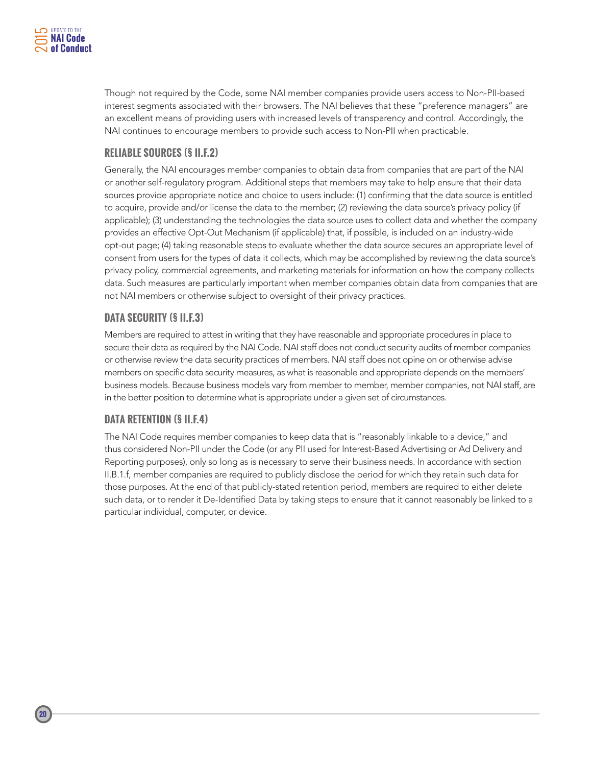Though not required by the Code, some NAI member companies provide users access to Non-PII-based interest segments associated with their browsers. The NAI believes that these "preference managers" are an excellent means of providing users with increased levels of transparency and control. Accordingly, the NAI continues to encourage members to provide such access to Non-PII when practicable.

### RELIABLE SOURCES (§ II.F.2)

Generally, the NAI encourages member companies to obtain data from companies that are part of the NAI or another self-regulatory program. Additional steps that members may take to help ensure that their data sources provide appropriate notice and choice to users include: (1) confirming that the data source is entitled to acquire, provide and/or license the data to the member; (2) reviewing the data source's privacy policy (if applicable); (3) understanding the technologies the data source uses to collect data and whether the company provides an effective Opt-Out Mechanism (if applicable) that, if possible, is included on an industry-wide opt-out page; (4) taking reasonable steps to evaluate whether the data source secures an appropriate level of consent from users for the types of data it collects, which may be accomplished by reviewing the data source's privacy policy, commercial agreements, and marketing materials for information on how the company collects data. Such measures are particularly important when member companies obtain data from companies that are not NAI members or otherwise subject to oversight of their privacy practices.

### DATA SECURITY (§ II.F.3)

Members are required to attest in writing that they have reasonable and appropriate procedures in place to secure their data as required by the NAI Code. NAI staff does not conduct security audits of member companies or otherwise review the data security practices of members. NAI staff does not opine on or otherwise advise members on specific data security measures, as what is reasonable and appropriate depends on the members' business models. Because business models vary from member to member, member companies, not NAI staff, are in the better position to determine what is appropriate under a given set of circumstances.

### DATA RETENTION (§ II.F.4)

The NAI Code requires member companies to keep data that is "reasonably linkable to a device," and thus considered Non-PII under the Code (or any PII used for Interest-Based Advertising or Ad Delivery and Reporting purposes), only so long as is necessary to serve their business needs. In accordance with section II.B.1.f, member companies are required to publicly disclose the period for which they retain such data for those purposes. At the end of that publicly-stated retention period, members are required to either delete such data, or to render it De-Identified Data by taking steps to ensure that it cannot reasonably be linked to a particular individual, computer, or device.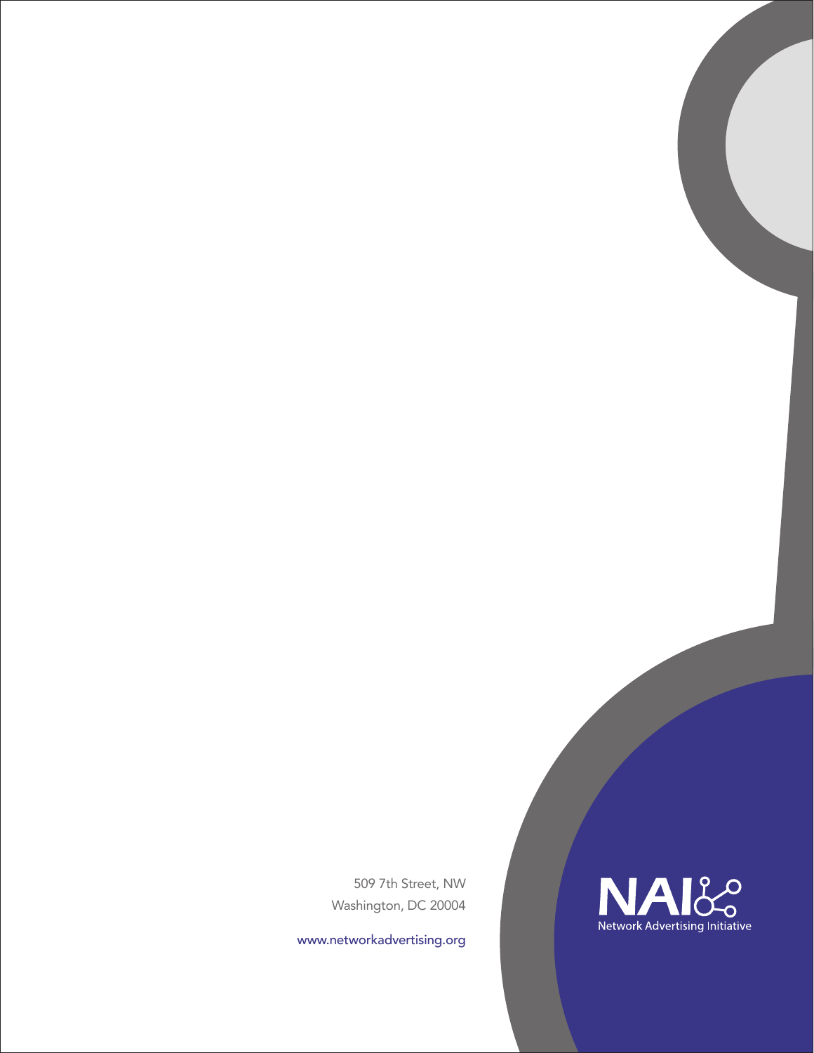509 7th Street, NW
Washington, DC 20004

www.networkadvertising.org

NAI

Network Advertising Initiative